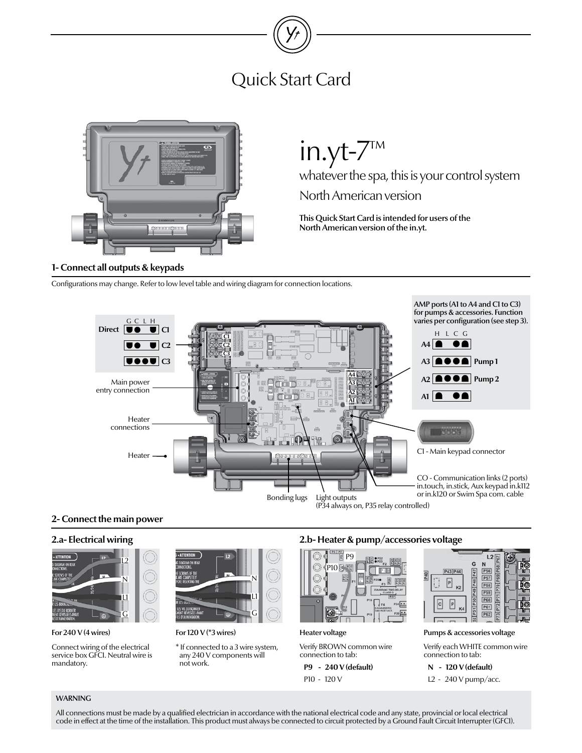# Quick Start Card

# in.yt-7™

whatever the spa, this is your control system

North American version

**This Quick Start Card is intended for users of the North American version of the in.yt.**

## 1- Connect all outputs & keypads

Configurations may change. Refer to low level table and wiring diagram for connection locations.

Direct: G C L H — C1, C2, C3

Main power entry connection

Heater connections

Heater

Bonding lugs

Light outputs (P34 always on, P35 relay controlled)

AMP ports (A1 to A4 and C1 to C3) for pumps & accessories. Function varies per configuration (see step 3).

H L C G — A4, A3 Pump 1, A2 Pump 2, A1

C1 - Main keypad connector

CO - Communication links (2 ports) in.touch, in.stick, Aux keypad in.k112 or in.k120 or Swim Spa com. cable

## 2- Connect the main power

### 2.a- Electrical wiring

**For 240 V (4 wires)**

Connect wiring of the electrical service box GFCI. Neutral wire is mandatory.

**For 120 V (*3 wires)**

* If connected to a 3 wire system, any 240 V components will not work.

### 2.b- Heater & pump/accessories voltage

**Heater voltage**

Verify BROWN common wire connection to tab:

**P9 - 240 V (default)**

P10 - 120 V

**Pumps & accessories voltage**

Verify each WHITE common wire connection to tab:

**N - 120 V (default)**

L2 - 240 V pump/acc.

**WARNING**

All connections must be made by a qualified electrician in accordance with the national electrical code and any state, provincial or local electrical code in effect at the time of the installation. This product must always be connected to circuit protected by a Ground Fault Circuit Interrupter (GFCI).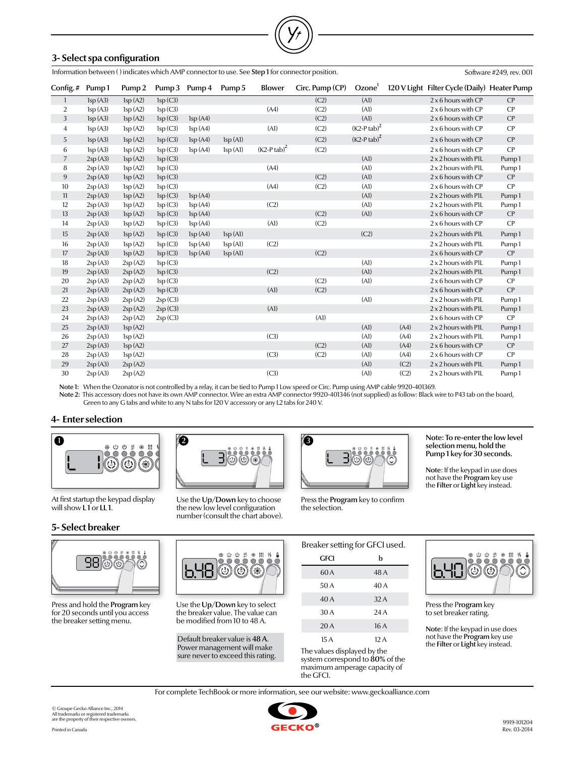## 3- Select spa configuration

Information between ( ) indicates which AMP connector to use. See **Step 1** for connector position.

Software #249, rev. 001

| Config. # | Pump 1 | Pump 2 | Pump 3 | Pump 4 | Pump 5 | Blower | Circ. Pump (CP) | Ozone[1] | 120 V Light | Filter Cycle (Daily) | Heater Pump |
|---|---|---|---|---|---|---|---|---|---|---|---|
| 1 | 1sp (A3) | 1sp (A2) | 1sp (C3) | | | | (C2) | (A1) | | 2 x 6 hours with CP | CP |
| 2 | 1sp (A3) | 1sp (A2) | 1sp (C3) | | | (A4) | (C2) | (A1) | | 2 x 6 hours with CP | CP |
| 3 | 1sp (A3) | 1sp (A2) | 1sp (C3) | 1sp (A4) | | | (C2) | (A1) | | 2 x 6 hours with CP | CP |
| 4 | 1sp (A3) | 1sp (A2) | 1sp (C3) | 1sp (A4) | | (A1) | (C2) | (K2-P tab)[2] | | 2 x 6 hours with CP | CP |
| 5 | 1sp (A3) | 1sp (A2) | 1sp (C3) | 1sp (A4) | 1sp (A1) | | (C2) | (K2-P tab)[2] | | 2 x 6 hours with CP | CP |
| 6 | 1sp (A3) | 1sp (A2) | 1sp (C3) | 1sp (A4) | 1sp (A1) | (K2-P tab)[2] | (C2) | | | 2 x 6 hours with CP | CP |
| 7 | 2sp (A3) | 1sp (A2) | 1sp (C3) | | | | | (A1) | | 2 x 2 hours with P1L | Pump 1 |
| 8 | 2sp (A3) | 1sp (A2) | 1sp (C3) | | | (A4) | | (A1) | | 2 x 2 hours with P1L | Pump 1 |
| 9 | 2sp (A3) | 1sp (A2) | 1sp (C3) | | | | (C2) | (A1) | | 2 x 6 hours with CP | CP |
| 10 | 2sp (A3) | 1sp (A2) | 1sp (C3) | | | (A4) | (C2) | (A1) | | 2 x 6 hours with CP | CP |
| 11 | 2sp (A3) | 1sp (A2) | 1sp (C3) | 1sp (A4) | | | | (A1) | | 2 x 2 hours with P1L | Pump 1 |
| 12 | 2sp (A3) | 1sp (A2) | 1sp (C3) | 1sp (A4) | | (C2) | | (A1) | | 2 x 2 hours with P1L | Pump 1 |
| 13 | 2sp (A3) | 1sp (A2) | 1sp (C3) | 1sp (A4) | | | (C2) | (A1) | | 2 x 6 hours with CP | CP |
| 14 | 2sp (A3) | 1sp (A2) | 1sp (C3) | 1sp (A4) | | (A1) | (C2) | | | 2 x 6 hours with CP | CP |
| 15 | 2sp (A3) | 1sp (A2) | 1sp (C3) | 1sp (A4) | 1sp (A1) | | | (C2) | | 2 x 2 hours with P1L | Pump 1 |
| 16 | 2sp (A3) | 1sp (A2) | 1sp (C3) | 1sp (A4) | 1sp (A1) | (C2) | | | | 2 x 2 hours with P1L | Pump 1 |
| 17 | 2sp (A3) | 1sp (A2) | 1sp (C3) | 1sp (A4) | 1sp (A1) | | (C2) | | | 2 x 6 hours with CP | CP |
| 18 | 2sp (A3) | 2sp (A2) | 1sp (C3) | | | | | (A1) | | 2 x 2 hours with P1L | Pump 1 |
| 19 | 2sp (A3) | 2sp (A2) | 1sp (C3) | | | (C2) | | (A1) | | 2 x 2 hours with P1L | Pump 1 |
| 20 | 2sp (A3) | 2sp (A2) | 1sp (C3) | | | | (C2) | (A1) | | 2 x 6 hours with CP | CP |
| 21 | 2sp (A3) | 2sp (A2) | 1sp (C3) | | | (A1) | (C2) | | | 2 x 6 hours with CP | CP |
| 22 | 2sp (A3) | 2sp (A2) | 2sp (C3) | | | | | (A1) | | 2 x 2 hours with P1L | Pump 1 |
| 23 | 2sp (A3) | 2sp (A2) | 2sp (C3) | | | (A1) | | | | 2 x 2 hours with P1L | Pump 1 |
| 24 | 2sp (A3) | 2sp (A2) | 2sp (C3) | | | | (A1) | | | 2 x 6 hours with CP | CP |
| 25 | 2sp (A3) | 1sp (A2) | | | | | | (A1) | (A4) | 2 x 2 hours with P1L | Pump 1 |
| 26 | 2sp (A3) | 1sp (A2) | | | | (C3) | | (A1) | (A4) | 2 x 2 hours with P1L | Pump 1 |
| 27 | 2sp (A3) | 1sp (A2) | | | | | (C2) | (A1) | (A4) | 2 x 6 hours with CP | CP |
| 28 | 2sp (A3) | 1sp (A2) | | | | (C3) | (C2) | (A1) | (A4) | 2 x 6 hours with CP | CP |
| 29 | 2sp (A3) | 2sp (A2) | | | | | | (A1) | (C2) | 2 x 2 hours with P1L | Pump 1 |
| 30 | 2sp (A3) | 2sp (A2) | | | | (C3) | | (A1) | (C2) | 2 x 2 hours with P1L | Pump 1 |

**Note 1:** When the Ozonator is not controlled by a relay, it can be tied to Pump 1 Low speed or Circ. Pump using AMP cable 9920-401369.
**Note 2:** This accessory does not have its own AMP connector. Wire an extra AMP connector 9920-401346 (not supplied) as follow: Black wire to P43 tab on the board, Green to any G tabs and white to any N tabs for 120 V accessory or any L2 tabs for 240 V.

## 4- Enter selection

1. At first startup the keypad display will show **L 1** or **LL 1**.
2. Use the **Up**/**Down** key to choose the new low level configuration number (consult the chart above).
3. Press the **Program** key to confirm the selection.

**Note: To re-enter the low level selection menu, hold the Pump 1 key for 30 seconds.**

**Note**: If the keypad in use does not have the **Program** key use the **Filter** or **Light** key instead.

## 5- Select breaker

Press and hold the **Program** key for 20 seconds until you access the breaker setting menu.

Use the **Up**/**Down** key to select the breaker value. The value can be modified from 10 to 48 A.

Default breaker value is **48 A**. Power management will make sure never to exceed this rating.

Breaker setting for GFCI used.

| GFCI | b |
|---|---|
| 60 A | 48 A |
| 50 A | 40 A |
| 40 A | 32 A |
| 30 A | 24 A |
| 20 A | 16 A |
| 15 A | 12 A |

The values displayed by the system correspond to **80%** of the maximum amperage capacity of the GFCI.

Press the **Program** key to set breaker rating.

**Note**: If the keypad in use does not have the **Program** key use the **Filter** or **Light** key instead.

For complete TechBook or more information, see our website: www.geckoalliance.com

© Groupe Gecko Alliance Inc., 2014
All trademarks or registered trademarks are the property of their respective owners.

Printed in Canada

GECKO®

9919-101204
Rev. 03-2014